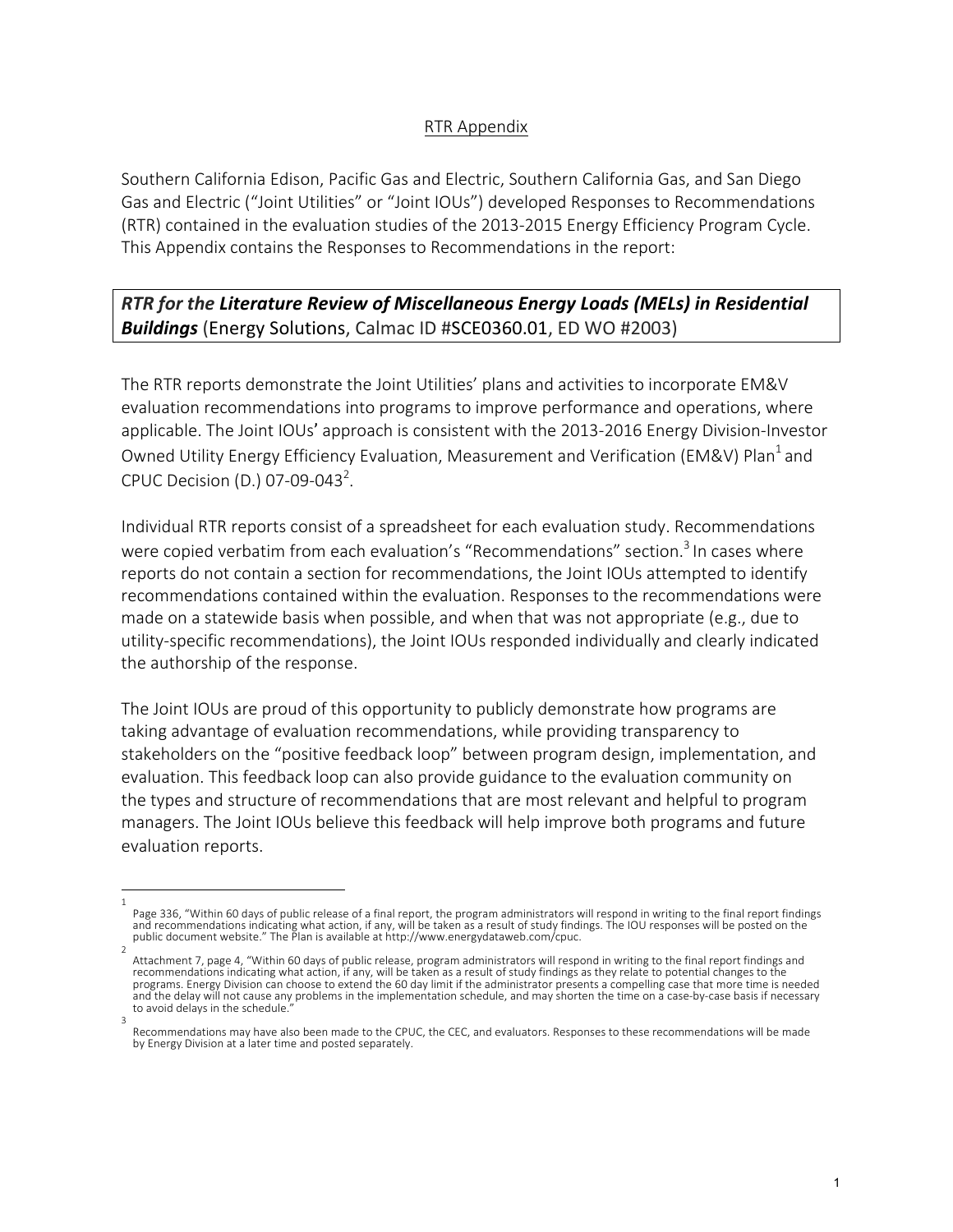RTR Appendix

Southern California Edison, Pacific Gas and Electric, Southern California Gas, and San Diego Gas and Electric ("Joint Utilities" or "Joint IOUs") developed Responses to Recommendations (RTR) contained in the evaluation studies of the 2013-2015 Energy Efficiency Program Cycle. This Appendix contains the Responses to Recommendations in the report:

***RTR for the Literature Review of Miscellaneous Energy Loads (MELs) in Residential Buildings*** (Energy Solutions, Calmac ID #SCE0360.01, ED WO #2003)

The RTR reports demonstrate the Joint Utilities' plans and activities to incorporate EM&V evaluation recommendations into programs to improve performance and operations, where applicable. The Joint IOUs' approach is consistent with the 2013-2016 Energy Division-Investor Owned Utility Energy Efficiency Evaluation, Measurement and Verification (EM&V) Plan[1] and CPUC Decision (D.) 07-09-043[2].

Individual RTR reports consist of a spreadsheet for each evaluation study. Recommendations were copied verbatim from each evaluation's "Recommendations" section.[3] In cases where reports do not contain a section for recommendations, the Joint IOUs attempted to identify recommendations contained within the evaluation. Responses to the recommendations were made on a statewide basis when possible, and when that was not appropriate (e.g., due to utility-specific recommendations), the Joint IOUs responded individually and clearly indicated the authorship of the response.

The Joint IOUs are proud of this opportunity to publicly demonstrate how programs are taking advantage of evaluation recommendations, while providing transparency to stakeholders on the "positive feedback loop" between program design, implementation, and evaluation. This feedback loop can also provide guidance to the evaluation community on the types and structure of recommendations that are most relevant and helpful to program managers. The Joint IOUs believe this feedback will help improve both programs and future evaluation reports.

---

[1] Page 336, "Within 60 days of public release of a final report, the program administrators will respond in writing to the final report findings and recommendations indicating what action, if any, will be taken as a result of study findings. The IOU responses will be posted on the public document website." The Plan is available at http://www.energydataweb.com/cpuc.

[2] Attachment 7, page 4, "Within 60 days of public release, program administrators will respond in writing to the final report findings and recommendations indicating what action, if any, will be taken as a result of study findings as they relate to potential changes to the programs. Energy Division can choose to extend the 60 day limit if the administrator presents a compelling case that more time is needed and the delay will not cause any problems in the implementation schedule, and may shorten the time on a case-by-case basis if necessary to avoid delays in the schedule."

[3] Recommendations may have also been made to the CPUC, the CEC, and evaluators. Responses to these recommendations will be made by Energy Division at a later time and posted separately.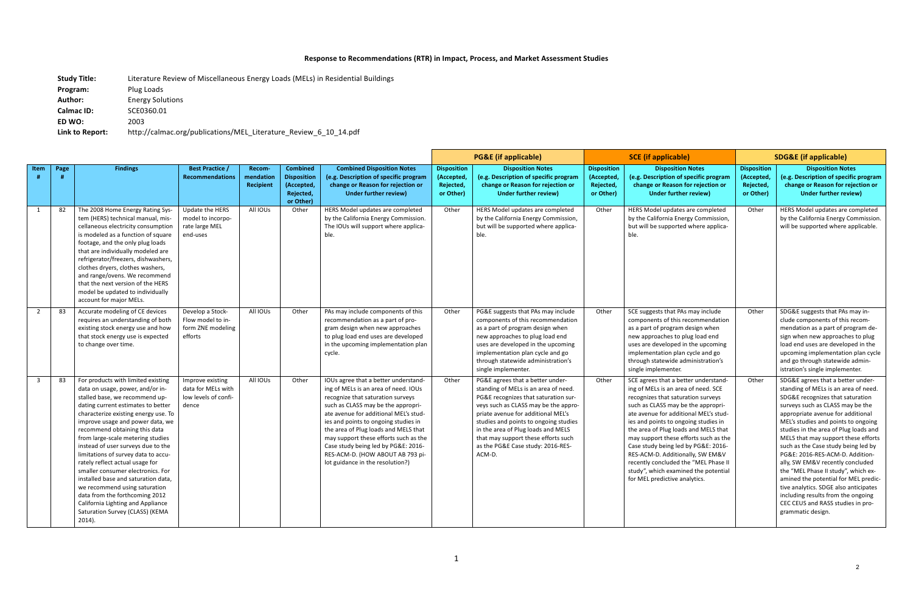# Response to Recommendations (RTR) in Impact, Process, and Market Assessment Studies

**Study Title:** Literature Review of Miscellaneous Energy Loads (MELs) in Residential Buildings
**Program:** Plug Loads
**Author:** Energy Solutions
**Calmac ID:** SCE0360.01
**ED WO:** 2003
**Link to Report:** http://calmac.org/publications/MEL_Literature_Review_6_10_14.pdf

| | | | | | | | PG&E (if applicable) | | SCE (if applicable) | | SDG&E (if applicable) | |
|---|---|---|---|---|---|---|---|---|---|---|---|---|
| **Item #** | **Page #** | **Findings** | **Best Practice / Recommendations** | **Recommendation Recipient** | **Combined Disposition (Accepted, Rejected, or Other)** | **Combined Disposition Notes (e.g. Description of specific program change or Reason for rejection or Under further review)** | **Disposition (Accepted, Rejected, or Other)** | **Disposition Notes (e.g. Description of specific program change or Reason for rejection or Under further review)** | **Disposition (Accepted, Rejected, or Other)** | **Disposition Notes (e.g. Description of specific program change or Reason for rejection or Under further review)** | **Disposition (Accepted, Rejected, or Other)** | **Disposition Notes (e.g. Description of specific program change or Reason for rejection or Under further review)** |
| 1 | 82 | The 2008 Home Energy Rating System (HERS) technical manual, miscellaneous electricity consumption is modeled as a function of square footage, and the only plug loads that are individually modeled are refrigerator/freezers, dishwashers, clothes dryers, clothes washers, and range/ovens. We recommend that the next version of the HERS model be updated to individually account for major MELs. | Update the HERS model to incorporate large MEL end-uses | All IOUs | Other | HERS Model updates are completed by the California Energy Commission. The IOUs will support where applicable. | Other | HERS Model updates are completed by the California Energy Commission, but will be supported where applicable. | Other | HERS Model updates are completed by the California Energy Commission, but will be supported where applicable. | Other | HERS Model updates are completed by the California Energy Commission. will be supported where applicable. |
| 2 | 83 | Accurate modeling of CE devices requires an understanding of both existing stock energy use and how that stock energy use is expected to change over time. | Develop a Stock-Flow model to inform ZNE modeling efforts | All IOUs | Other | PAs may include components of this recommendation as a part of program design when new approaches to plug load end uses are developed in the upcoming implementation plan cycle. | Other | PG&E suggests that PAs may include components of this recommendation as a part of program design when new approaches to plug load end uses are developed in the upcoming implementation plan cycle and go through statewide administration's single implementer. | Other | SCE suggests that PAs may include components of this recommendation as a part of program design when new approaches to plug load end uses are developed in the upcoming implementation plan cycle and go through statewide administration's single implementer. | Other | SDG&E suggests that PAs may include components of this recommendation as a part of program design when new approaches to plug load end uses are developed in the upcoming implementation plan cycle and go through statewide administration's single implementer. |
| 3 | 83 | For products with limited existing data on usage, power, and/or installed base, we recommend updating current estimates to better characterize existing energy use. To improve usage and power data, we recommend obtaining this data from large-scale metering studies instead of user surveys due to the limitations of survey data to accurately reflect actual usage for smaller consumer electronics. For installed base and saturation data, we recommend using saturation data from the forthcoming 2012 California Lighting and Appliance Saturation Survey (CLASS) (KEMA 2014). | Improve existing data for MELs with low levels of confidence | All IOUs | Other | IOUs agree that a better understanding of MELs is an area of need. IOUs recognize that saturation surveys such as CLASS may be the appropriate avenue for additional MEL's studies and points to ongoing studies in the area of Plug loads and MELS that may support these efforts such as the Case study being led by PG&E: 2016-RES-ACM-D. (HOW ABOUT AB 793 pilot guidance in the resolution?) | Other | PG&E agrees that a better understanding of MELs is an area of need. PG&E recognizes that saturation surveys such as CLASS may be the appropriate avenue for additional MEL's studies and points to ongoing studies in the area of Plug loads and MELS that may support these efforts such as the PG&E Case study: 2016-RES-ACM-D. | Other | SCE agrees that a better understanding of MELs is an area of need. SCE recognizes that saturation surveys such as CLASS may be the appropriate avenue for additional MEL's studies and points to ongoing studies in the area of Plug loads and MELS that may support these efforts such as the Case study being led by PG&E: 2016-RES-ACM-D. Additionally, SW EM&V recently concluded the "MEL Phase II study", which examined the potential for MEL predictive analytics. | Other | SDG&E agrees that a better understanding of MELs is an area of need. SDG&E recognizes that saturation surveys such as CLASS may be the appropriate avenue for additional MEL's studies and points to ongoing studies in the area of Plug loads and MELS that may support these efforts such as the Case study being led by PG&E: 2016-RES-ACM-D. Additionally, SW EM&V recently concluded the "MEL Phase II study", which examined the potential for MEL predictive analytics. SDGE also anticipates including results from the ongoing CEC CEUS and RASS studies in programmatic design. |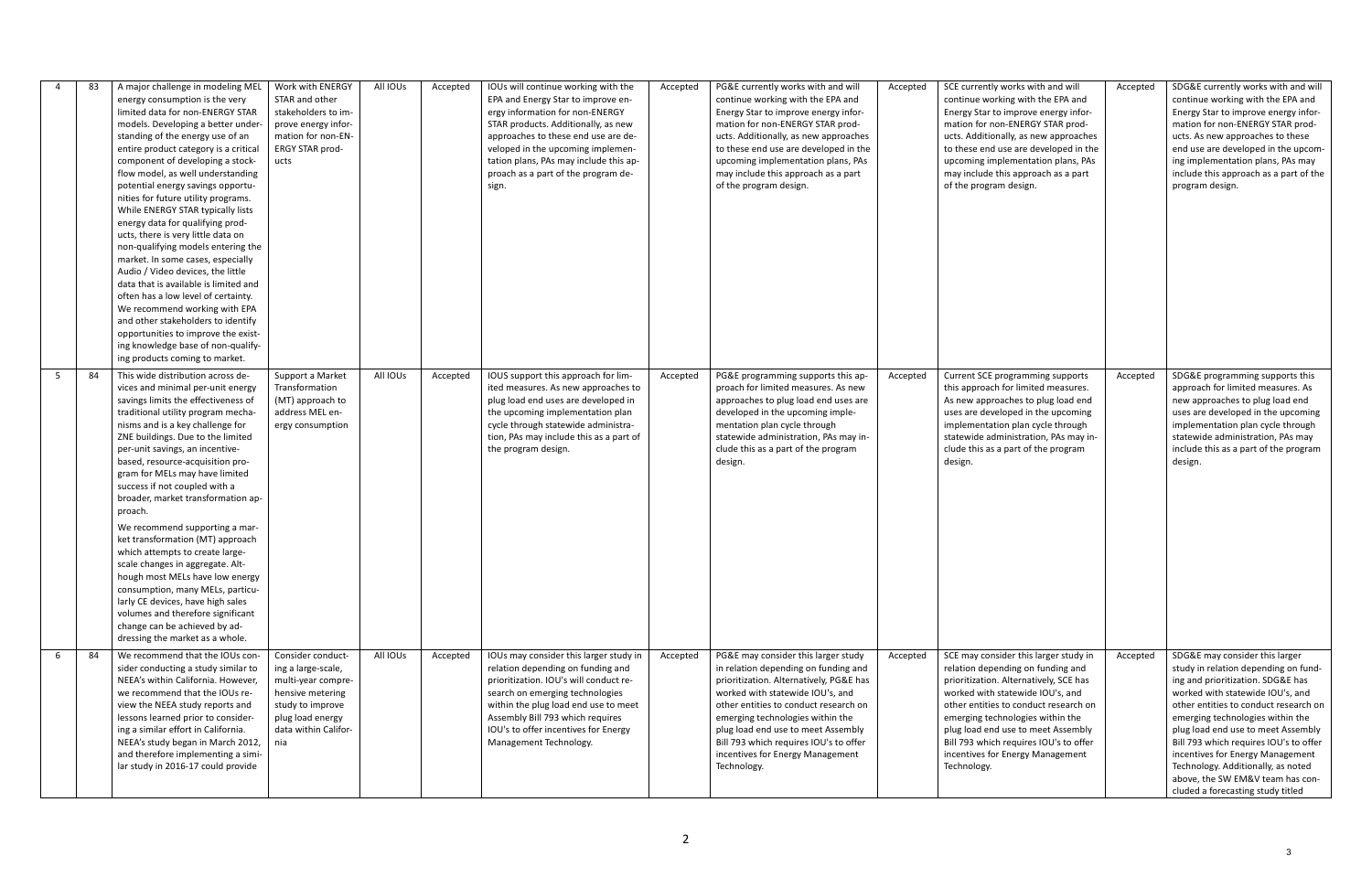| 4 | 83 | A major challenge in modeling MEL energy consumption is the very limited data for non-ENERGY STAR models. Developing a better understanding of the energy use of an entire product category is a critical component of developing a stock-flow model, as well understanding potential energy savings opportunities for future utility programs. While ENERGY STAR typically lists energy data for qualifying products, there is very little data on non-qualifying models entering the market. In some cases, especially Audio / Video devices, the little data that is available is limited and often has a low level of certainty. We recommend working with EPA and other stakeholders to identify opportunities to improve the existing knowledge base of non-qualifying products coming to market. | Work with ENERGY STAR and other stakeholders to improve energy information for non-ENERGY STAR products | All IOUs | Accepted | IOUs will continue working with the EPA and Energy Star to improve energy information for non-ENERGY STAR products. Additionally, as new approaches to these end use are developed in the upcoming implementation plans, PAs may include this approach as a part of the program design. | Accepted | PG&E currently works with and will continue working with the EPA and Energy Star to improve energy information for non-ENERGY STAR products. Additionally, as new approaches to these end use are developed in the upcoming implementation plans, PAs may include this approach as a part of the program design. | Accepted | SCE currently works with and will continue working with the EPA and Energy Star to improve energy information for non-ENERGY STAR products. Additionally, as new approaches to these end use are developed in the upcoming implementation plans, PAs may include this approach as a part of the program design. | Accepted | SDG&E currently works with and will continue working with the EPA and Energy Star to improve energy information for non-ENERGY STAR products. As new approaches to these end use are developed in the upcoming implementation plans, PAs may include this approach as a part of the program design. |
|---|---|---|---|---|---|---|---|---|---|---|---|---|
| 5 | 84 | This wide distribution across devices and minimal per-unit energy savings limits the effectiveness of traditional utility program mechanisms and is a key challenge for ZNE buildings. Due to the limited per-unit savings, an incentive-based, resource-acquisition program for MELs may have limited success if not coupled with a broader, market transformation approach. We recommend supporting a market transformation (MT) approach which attempts to create large-scale changes in aggregate. Although most MELs have low energy consumption, many MELs, particularly CE devices, have high sales volumes and therefore significant change can be achieved by addressing the market as a whole. | Support a Market Transformation (MT) approach to address MEL energy consumption | All IOUs | Accepted | IOUS support this approach for limited measures. As new approaches to plug load end uses are developed in the upcoming implementation plan cycle through statewide administration, PAs may include this as a part of the program design. | Accepted | PG&E programming supports this approach for limited measures. As new approaches to plug load end use are developed in the upcoming implementation plan cycle through statewide administration, PAs may include this as a part of the program design. | Accepted | Current SCE programming supports this approach for limited measures. As new approaches to plug load end uses are developed in the upcoming implementation plan cycle through statewide administration, PAs may include this as a part of the program design. | Accepted | SDG&E programming supports this approach for limited measures. As new approaches to plug load end uses are developed in the upcoming implementation plan cycle through statewide administration, PAs may include this as a part of the program design. |
| 6 | 84 | We recommend that the IOUs consider conducting a study similar to NEEA's within California. However, we recommend that the IOUs review the NEEA study reports and lessons learned prior to considering a similar effort in California. NEEA's study began in March 2012, and therefore implementing a similar study in 2016-17 could provide | Consider conducting a large-scale, multi-year comprehensive metering study to improve plug load energy data within California | All IOUs | Accepted | IOUs may consider this larger study in relation depending on funding and prioritization. IOU's will conduct research on emerging technologies within the plug load end use to meet Assembly Bill 793 which requires IOU's to offer incentives for Energy Management Technology. | Accepted | PG&E may consider this larger study in relation depending on funding and prioritization. Alternatively, PG&E has worked with statewide IOU's, and other entities to conduct research on emerging technologies within the plug load end use to meet Assembly Bill 793 which requires IOU's to offer incentives for Energy Management Technology. | Accepted | SCE may consider this larger study in relation depending on funding and prioritization. Alternatively, SCE has worked with statewide IOU's, and other entities to conduct research on emerging technologies within the plug load end use to meet Assembly Bill 793 which requires IOU's to offer incentives for Energy Management Technology. | Accepted | SDG&E may consider this larger study in relation depending on funding and prioritization. SDG&E has worked with statewide IOU's, and other entities to conduct research on emerging technologies within the plug load end use to meet Assembly Bill 793 which requires IOU's to offer incentives for Energy Management Technology. Additionally, as noted above, the SW EM&V team has concluded a forecasting study titled |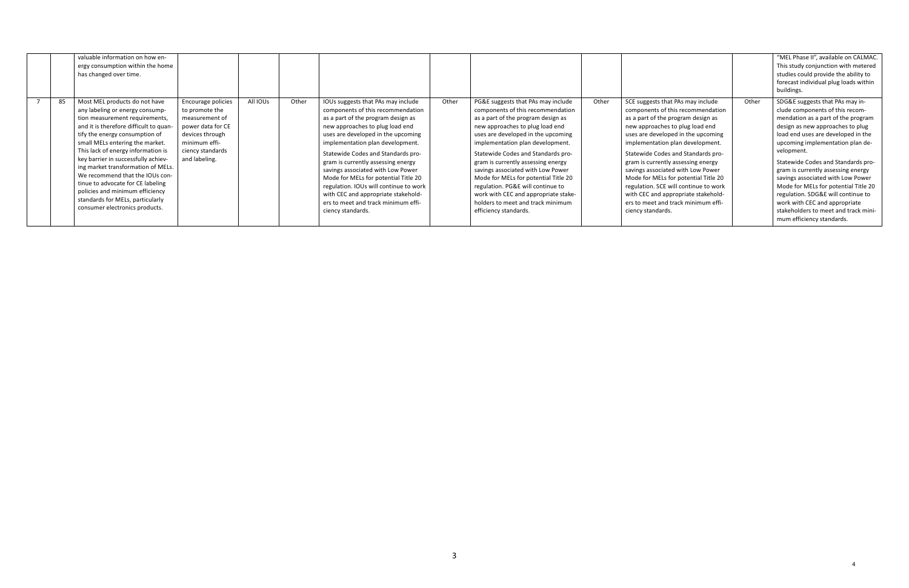| | | | | | | | | | | | | |
|---|---|---|---|---|---|---|---|---|---|---|---|---|
| | | valuable information on how energy consumption within the home has changed over time. | | | | | | | | | | "MEL Phase II", available on CALMAC. This study conjunction with metered studies could provide the ability to forecast individual plug loads within buildings. |
| 7 | 85 | Most MEL products do not have any labeling or energy consumption measurement requirements, and it is therefore difficult to quantify the energy consumption of small MELs entering the market. This lack of energy information is key barrier in successfully achieving market transformation of MELs. We recommend that the IOUs continue to advocate for CE labeling policies and minimum efficiency standards for MELs, particularly consumer electronics products. | Encourage policies to promote the measurement of power data for CE devices through minimum efficiency standards and labeling. | All IOUs | Other | IOUs suggests that PAs may include components of this recommendation as a part of the program design as new approaches to plug load end uses are developed in the upcoming implementation plan development. Statewide Codes and Standards program is currently assessing energy savings associated with Low Power Mode for MELs for potential Title 20 regulation. IOUs will continue to work with CEC and appropriate stakeholders to meet and track minimum efficiency standards. | Other | PG&E suggests that PAs may include components of this recommendation as a part of the program design as new approaches to plug load end uses are developed in the upcoming implementation plan development. Statewide Codes and Standards program is currently assessing energy savings associated with Low Power Mode for MELs for potential Title 20 regulation. PG&E will continue to work with CEC and appropriate stakeholders to meet and track minimum efficiency standards. | Other | SCE suggests that PAs may include components of this recommendation as a part of the program design as new approaches to plug load end uses are developed in the upcoming implementation plan development. Statewide Codes and Standards program is currently assessing energy savings associated with Low Power Mode for MELs for potential Title 20 regulation. SCE will continue to work with CEC and appropriate stakeholders to meet and track minimum efficiency standards. | Other | SDG&E suggests that PAs may include components of this recommendation as a part of the program design as new approaches to plug load end uses are developed in the upcoming implementation plan development. Statewide Codes and Standards program is currently assessing energy savings associated with Low Power Mode for MELs for potential Title 20 regulation. SDG&E will continue to work with CEC and appropriate stakeholders to meet and track minimum efficiency standards. |